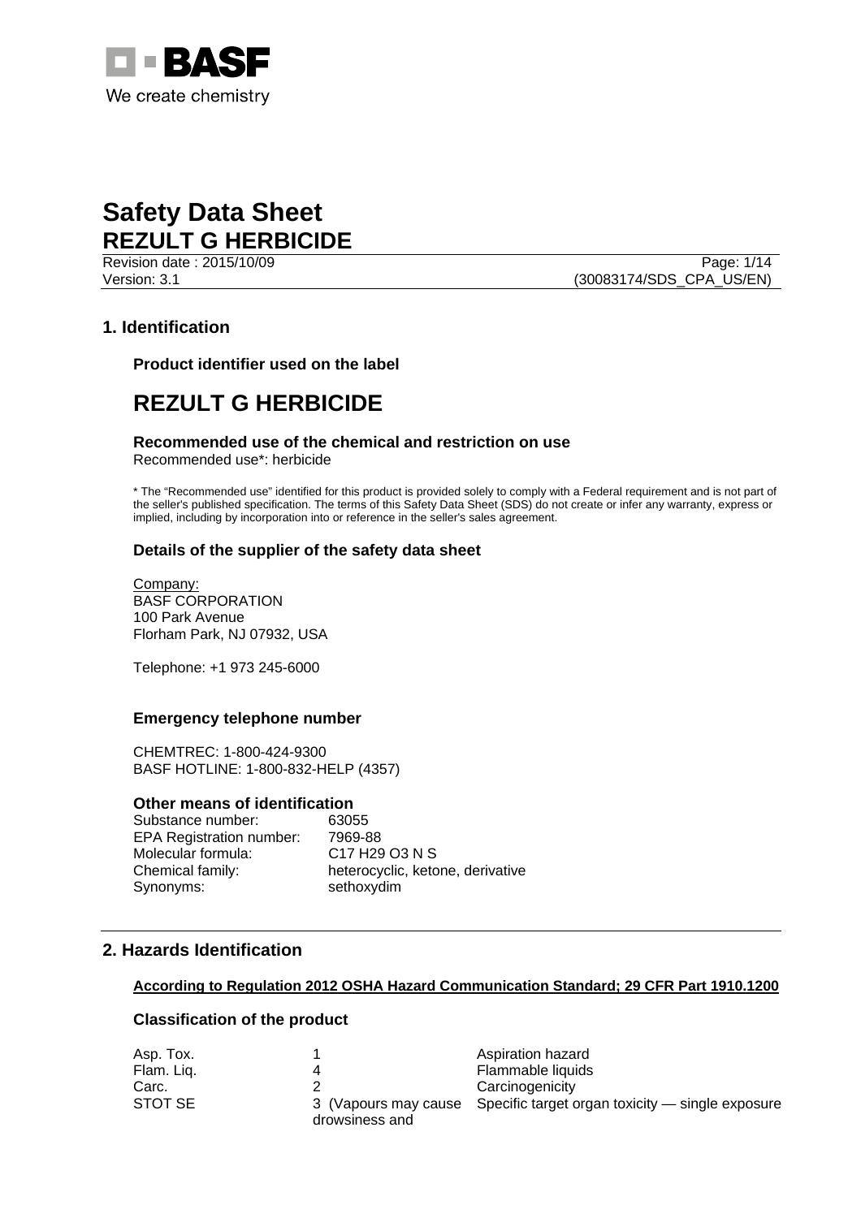BASF
We create chemistry

# Safety Data Sheet
# REZULT G HERBICIDE

Revision date : 2015/10/09
Version: 3.1 (30083174/SDS_CPA_US/EN)

## 1. Identification

### Product identifier used on the label

# REZULT G HERBICIDE

### Recommended use of the chemical and restriction on use

Recommended use*: herbicide

* The "Recommended use" identified for this product is provided solely to comply with a Federal requirement and is not part of the seller's published specification. The terms of this Safety Data Sheet (SDS) do not create or infer any warranty, express or implied, including by incorporation into or reference in the seller's sales agreement.

### Details of the supplier of the safety data sheet

Company:
BASF CORPORATION
100 Park Avenue
Florham Park, NJ 07932, USA

Telephone: +1 973 245-6000

### Emergency telephone number

CHEMTREC: 1-800-424-9300
BASF HOTLINE: 1-800-832-HELP (4357)

### Other means of identification

| | |
|---|---|
| Substance number: | 63055 |
| EPA Registration number: | 7969-88 |
| Molecular formula: | C17 H29 O3 N S |
| Chemical family: | heterocyclic, ketone, derivative |
| Synonyms: | sethoxydim |

## 2. Hazards Identification

**According to Regulation 2012 OSHA Hazard Communication Standard; 29 CFR Part 1910.1200**

### Classification of the product

| | | |
|---|---|---|
| Asp. Tox. | 1 | Aspiration hazard |
| Flam. Liq. | 4 | Flammable liquids |
| Carc. | 2 | Carcinogenicity |
| STOT SE | 3 (Vapours may cause drowsiness and | Specific target organ toxicity — single exposure |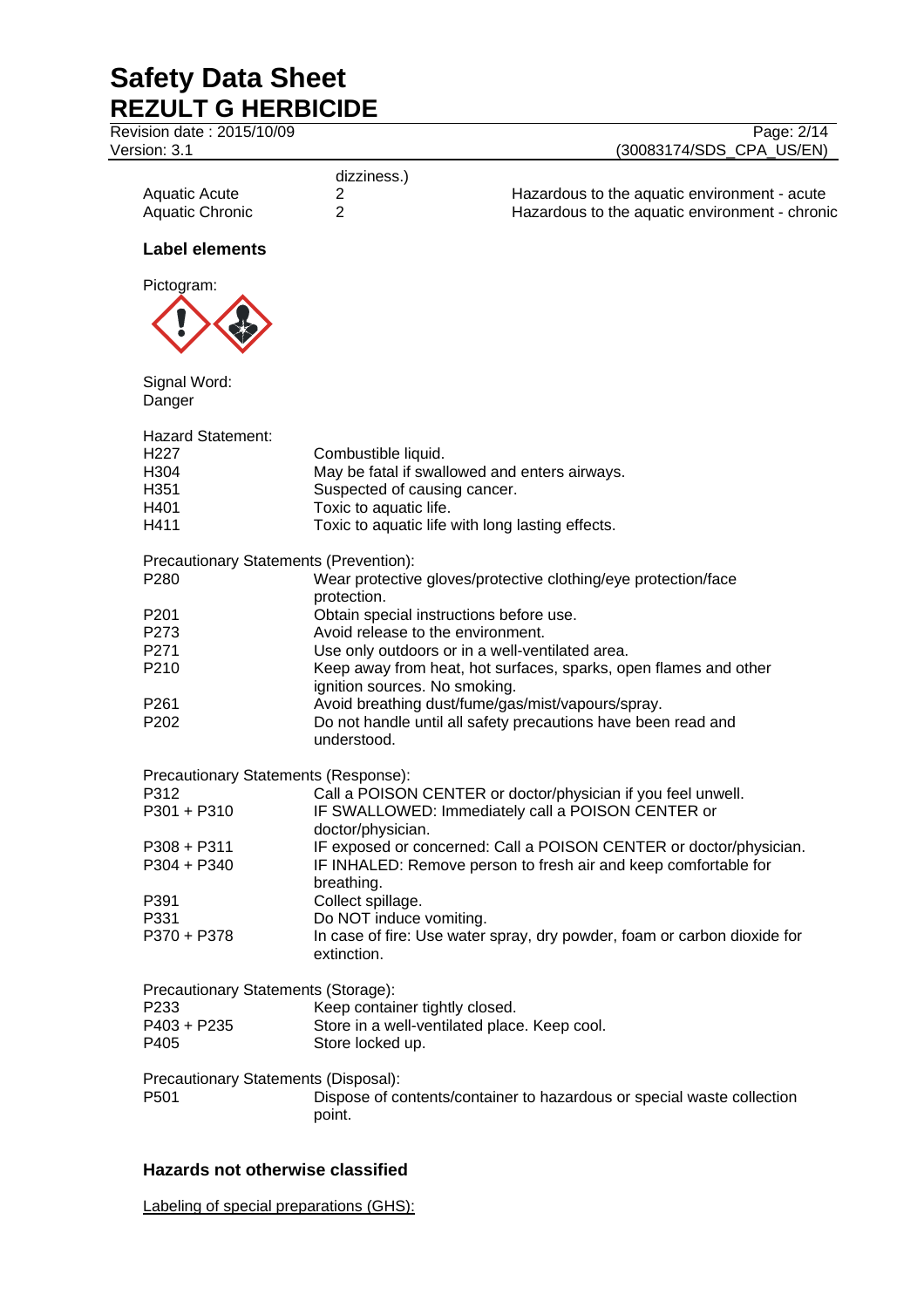dizziness.)

| | | |
|---|---|---|
| Aquatic Acute | 2 | Hazardous to the aquatic environment - acute |
| Aquatic Chronic | 2 | Hazardous to the aquatic environment - chronic |

### Label elements

Pictogram:

Signal Word:
Danger

Hazard Statement:

| | |
|---|---|
| H227 | Combustible liquid. |
| H304 | May be fatal if swallowed and enters airways. |
| H351 | Suspected of causing cancer. |
| H401 | Toxic to aquatic life. |
| H411 | Toxic to aquatic life with long lasting effects. |

Precautionary Statements (Prevention):

| | |
|---|---|
| P280 | Wear protective gloves/protective clothing/eye protection/face protection. |
| P201 | Obtain special instructions before use. |
| P273 | Avoid release to the environment. |
| P271 | Use only outdoors or in a well-ventilated area. |
| P210 | Keep away from heat, hot surfaces, sparks, open flames and other ignition sources. No smoking. |
| P261 | Avoid breathing dust/fume/gas/mist/vapours/spray. |
| P202 | Do not handle until all safety precautions have been read and understood. |

Precautionary Statements (Response):

| | |
|---|---|
| P312 | Call a POISON CENTER or doctor/physician if you feel unwell. |
| P301 + P310 | IF SWALLOWED: Immediately call a POISON CENTER or doctor/physician. |
| P308 + P311 | IF exposed or concerned: Call a POISON CENTER or doctor/physician. |
| P304 + P340 | IF INHALED: Remove person to fresh air and keep comfortable for breathing. |
| P391 | Collect spillage. |
| P331 | Do NOT induce vomiting. |
| P370 + P378 | In case of fire: Use water spray, dry powder, foam or carbon dioxide for extinction. |

Precautionary Statements (Storage):

| | |
|---|---|
| P233 | Keep container tightly closed. |
| P403 + P235 | Store in a well-ventilated place. Keep cool. |
| P405 | Store locked up. |

Precautionary Statements (Disposal):

| | |
|---|---|
| P501 | Dispose of contents/container to hazardous or special waste collection point. |

### Hazards not otherwise classified

Labeling of special preparations (GHS):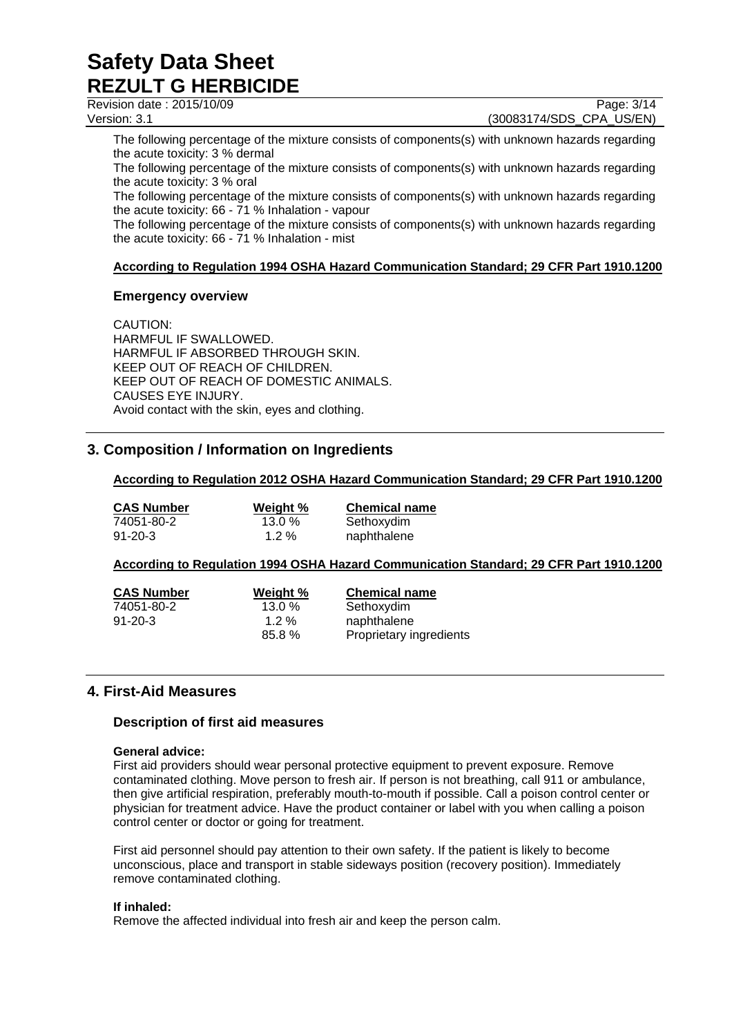The following percentage of the mixture consists of components(s) with unknown hazards regarding the acute toxicity: 3 % dermal

The following percentage of the mixture consists of components(s) with unknown hazards regarding the acute toxicity: 3 % oral

The following percentage of the mixture consists of components(s) with unknown hazards regarding the acute toxicity: 66 - 71 % Inhalation - vapour

The following percentage of the mixture consists of components(s) with unknown hazards regarding the acute toxicity: 66 - 71 % Inhalation - mist

**According to Regulation 1994 OSHA Hazard Communication Standard; 29 CFR Part 1910.1200**

### Emergency overview

CAUTION:
HARMFUL IF SWALLOWED.
HARMFUL IF ABSORBED THROUGH SKIN.
KEEP OUT OF REACH OF CHILDREN.
KEEP OUT OF REACH OF DOMESTIC ANIMALS.
CAUSES EYE INJURY.
Avoid contact with the skin, eyes and clothing.

## 3. Composition / Information on Ingredients

**According to Regulation 2012 OSHA Hazard Communication Standard; 29 CFR Part 1910.1200**

| CAS Number | Weight % | Chemical name |
|---|---|---|
| 74051-80-2 | 13.0 % | Sethoxydim |
| 91-20-3 | 1.2 % | naphthalene |

**According to Regulation 1994 OSHA Hazard Communication Standard; 29 CFR Part 1910.1200**

| CAS Number | Weight % | Chemical name |
|---|---|---|
| 74051-80-2 | 13.0 % | Sethoxydim |
| 91-20-3 | 1.2 % | naphthalene |
| | 85.8 % | Proprietary ingredients |

## 4. First-Aid Measures

### Description of first aid measures

**General advice:**
First aid providers should wear personal protective equipment to prevent exposure. Remove contaminated clothing. Move person to fresh air. If person is not breathing, call 911 or ambulance, then give artificial respiration, preferably mouth-to-mouth if possible. Call a poison control center or physician for treatment advice. Have the product container or label with you when calling a poison control center or doctor or going for treatment.

First aid personnel should pay attention to their own safety. If the patient is likely to become unconscious, place and transport in stable sideways position (recovery position). Immediately remove contaminated clothing.

**If inhaled:**
Remove the affected individual into fresh air and keep the person calm.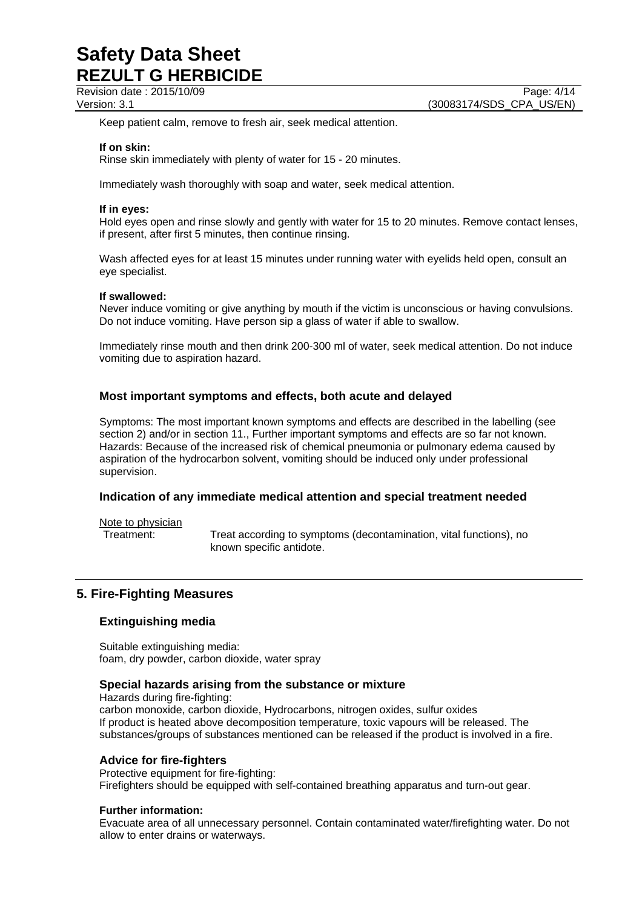Keep patient calm, remove to fresh air, seek medical attention.

**If on skin:**
Rinse skin immediately with plenty of water for 15 - 20 minutes.

Immediately wash thoroughly with soap and water, seek medical attention.

**If in eyes:**
Hold eyes open and rinse slowly and gently with water for 15 to 20 minutes. Remove contact lenses, if present, after first 5 minutes, then continue rinsing.

Wash affected eyes for at least 15 minutes under running water with eyelids held open, consult an eye specialist.

**If swallowed:**
Never induce vomiting or give anything by mouth if the victim is unconscious or having convulsions. Do not induce vomiting. Have person sip a glass of water if able to swallow.

Immediately rinse mouth and then drink 200-300 ml of water, seek medical attention. Do not induce vomiting due to aspiration hazard.

### Most important symptoms and effects, both acute and delayed

Symptoms: The most important known symptoms and effects are described in the labelling (see section 2) and/or in section 11., Further important symptoms and effects are so far not known.
Hazards: Because of the increased risk of chemical pneumonia or pulmonary edema caused by aspiration of the hydrocarbon solvent, vomiting should be induced only under professional supervision.

### Indication of any immediate medical attention and special treatment needed

Note to physician

Treatment: Treat according to symptoms (decontamination, vital functions), no known specific antidote.

## 5. Fire-Fighting Measures

### Extinguishing media

Suitable extinguishing media:
foam, dry powder, carbon dioxide, water spray

### Special hazards arising from the substance or mixture

Hazards during fire-fighting:
carbon monoxide, carbon dioxide, Hydrocarbons, nitrogen oxides, sulfur oxides
If product is heated above decomposition temperature, toxic vapours will be released. The substances/groups of substances mentioned can be released if the product is involved in a fire.

### Advice for fire-fighters

Protective equipment for fire-fighting:
Firefighters should be equipped with self-contained breathing apparatus and turn-out gear.

**Further information:**
Evacuate area of all unnecessary personnel. Contain contaminated water/firefighting water. Do not allow to enter drains or waterways.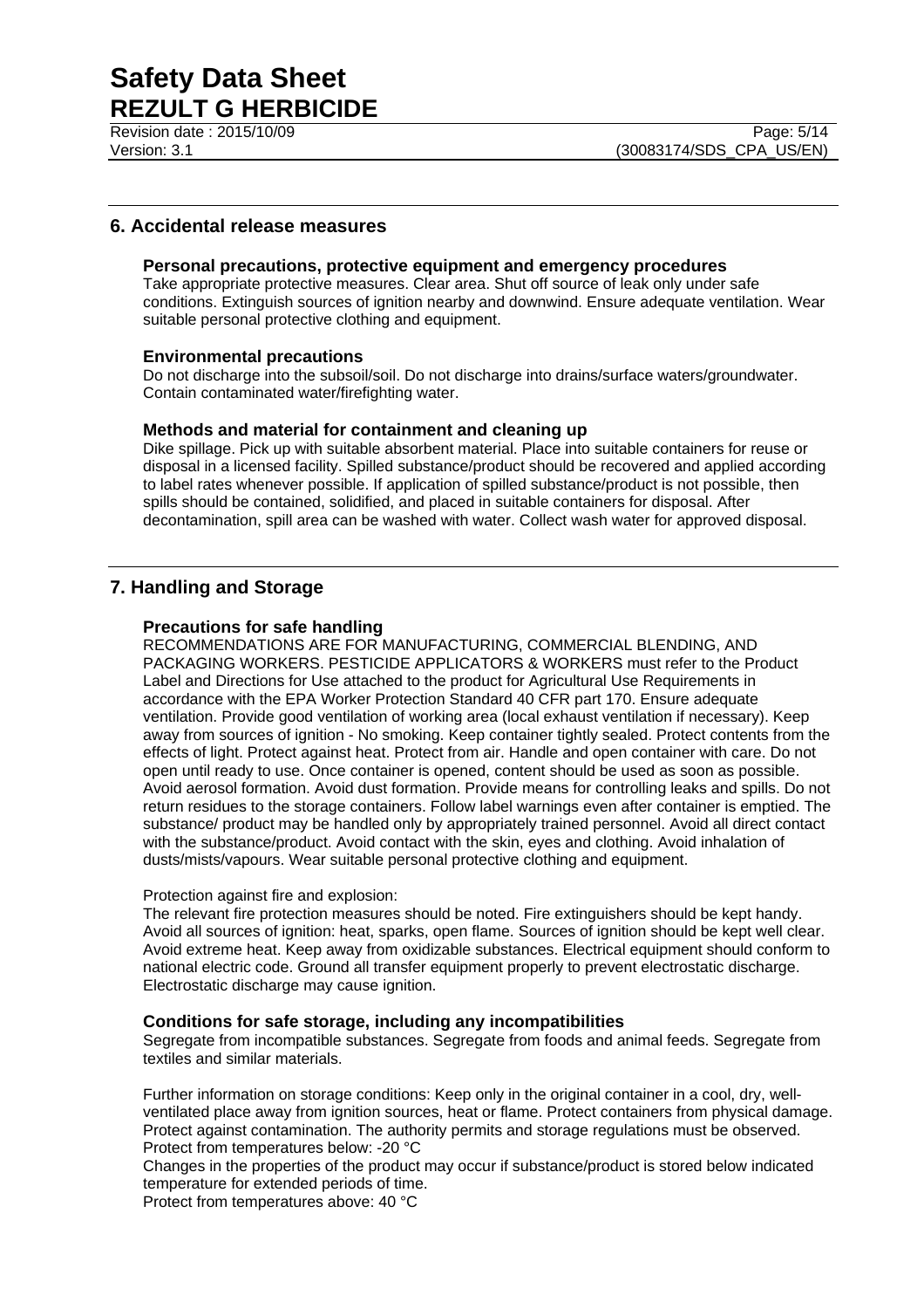## 6. Accidental release measures

### Personal precautions, protective equipment and emergency procedures

Take appropriate protective measures. Clear area. Shut off source of leak only under safe conditions. Extinguish sources of ignition nearby and downwind. Ensure adequate ventilation. Wear suitable personal protective clothing and equipment.

### Environmental precautions

Do not discharge into the subsoil/soil. Do not discharge into drains/surface waters/groundwater. Contain contaminated water/firefighting water.

### Methods and material for containment and cleaning up

Dike spillage. Pick up with suitable absorbent material. Place into suitable containers for reuse or disposal in a licensed facility. Spilled substance/product should be recovered and applied according to label rates whenever possible. If application of spilled substance/product is not possible, then spills should be contained, solidified, and placed in suitable containers for disposal. After decontamination, spill area can be washed with water. Collect wash water for approved disposal.

## 7. Handling and Storage

### Precautions for safe handling

RECOMMENDATIONS ARE FOR MANUFACTURING, COMMERCIAL BLENDING, AND PACKAGING WORKERS. PESTICIDE APPLICATORS & WORKERS must refer to the Product Label and Directions for Use attached to the product for Agricultural Use Requirements in accordance with the EPA Worker Protection Standard 40 CFR part 170. Ensure adequate ventilation. Provide good ventilation of working area (local exhaust ventilation if necessary). Keep away from sources of ignition - No smoking. Keep container tightly sealed. Protect contents from the effects of light. Protect against heat. Protect from air. Handle and open container with care. Do not open until ready to use. Once container is opened, content should be used as soon as possible. Avoid aerosol formation. Avoid dust formation. Provide means for controlling leaks and spills. Do not return residues to the storage containers. Follow label warnings even after container is emptied. The substance/ product may be handled only by appropriately trained personnel. Avoid all direct contact with the substance/product. Avoid contact with the skin, eyes and clothing. Avoid inhalation of dusts/mists/vapours. Wear suitable personal protective clothing and equipment.

Protection against fire and explosion:

The relevant fire protection measures should be noted. Fire extinguishers should be kept handy. Avoid all sources of ignition: heat, sparks, open flame. Sources of ignition should be kept well clear. Avoid extreme heat. Keep away from oxidizable substances. Electrical equipment should conform to national electric code. Ground all transfer equipment properly to prevent electrostatic discharge. Electrostatic discharge may cause ignition.

### Conditions for safe storage, including any incompatibilities

Segregate from incompatible substances. Segregate from foods and animal feeds. Segregate from textiles and similar materials.

Further information on storage conditions: Keep only in the original container in a cool, dry, well-ventilated place away from ignition sources, heat or flame. Protect containers from physical damage. Protect against contamination. The authority permits and storage regulations must be observed.
Protect from temperatures below: -20 °C
Changes in the properties of the product may occur if substance/product is stored below indicated temperature for extended periods of time.
Protect from temperatures above: 40 °C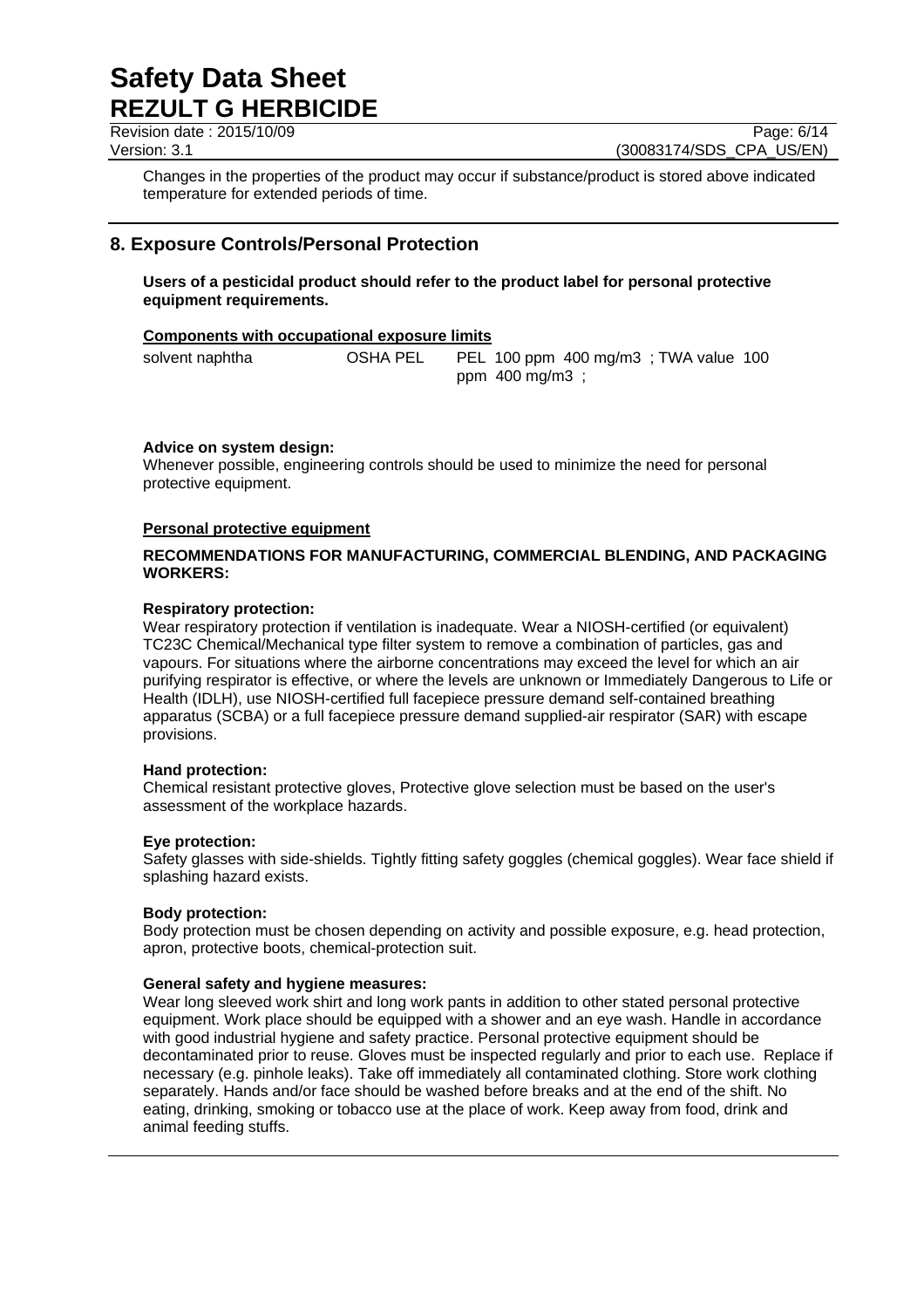Changes in the properties of the product may occur if substance/product is stored above indicated temperature for extended periods of time.

## 8. Exposure Controls/Personal Protection

**Users of a pesticidal product should refer to the product label for personal protective equipment requirements.**

**Components with occupational exposure limits**

| | | |
|---|---|---|
| solvent naphtha | OSHA PEL | PEL 100 ppm 400 mg/m3 ; TWA value 100 ppm 400 mg/m3 ; |

**Advice on system design:**
Whenever possible, engineering controls should be used to minimize the need for personal protective equipment.

**Personal protective equipment**

**RECOMMENDATIONS FOR MANUFACTURING, COMMERCIAL BLENDING, AND PACKAGING WORKERS:**

**Respiratory protection:**
Wear respiratory protection if ventilation is inadequate. Wear a NIOSH-certified (or equivalent) TC23C Chemical/Mechanical type filter system to remove a combination of particles, gas and vapours. For situations where the airborne concentrations may exceed the level for which an air purifying respirator is effective, or where the levels are unknown or Immediately Dangerous to Life or Health (IDLH), use NIOSH-certified full facepiece pressure demand self-contained breathing apparatus (SCBA) or a full facepiece pressure demand supplied-air respirator (SAR) with escape provisions.

**Hand protection:**
Chemical resistant protective gloves, Protective glove selection must be based on the user's assessment of the workplace hazards.

**Eye protection:**
Safety glasses with side-shields. Tightly fitting safety goggles (chemical goggles). Wear face shield if splashing hazard exists.

**Body protection:**
Body protection must be chosen depending on activity and possible exposure, e.g. head protection, apron, protective boots, chemical-protection suit.

**General safety and hygiene measures:**
Wear long sleeved work shirt and long work pants in addition to other stated personal protective equipment. Work place should be equipped with a shower and an eye wash. Handle in accordance with good industrial hygiene and safety practice. Personal protective equipment should be decontaminated prior to reuse. Gloves must be inspected regularly and prior to each use. Replace if necessary (e.g. pinhole leaks). Take off immediately all contaminated clothing. Store work clothing separately. Hands and/or face should be washed before breaks and at the end of the shift. No eating, drinking, smoking or tobacco use at the place of work. Keep away from food, drink and animal feeding stuffs.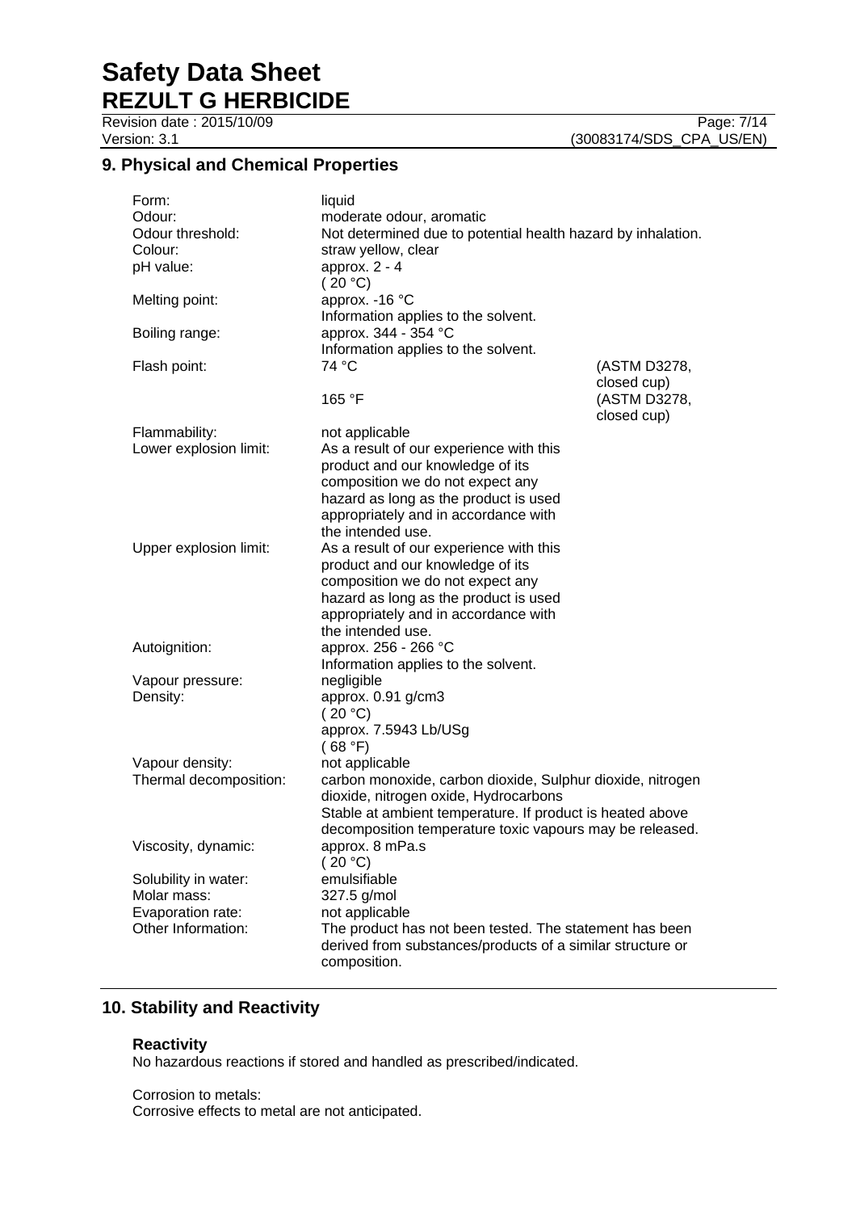## 9. Physical and Chemical Properties

| Property | Value | Method |
|---|---|---|
| Form: | liquid | |
| Odour: | moderate odour, aromatic | |
| Odour threshold: | Not determined due to potential health hazard by inhalation. | |
| Colour: | straw yellow, clear | |
| pH value: | approx. 2 - 4 (20 °C) | |
| Melting point: | approx. -16 °C. Information applies to the solvent. | |
| Boiling range: | approx. 344 - 354 °C. Information applies to the solvent. | |
| Flash point: | 74 °C | (ASTM D3278, closed cup) |
| | 165 °F | (ASTM D3278, closed cup) |
| Flammability: | not applicable | |
| Lower explosion limit: | As a result of our experience with this product and our knowledge of its composition we do not expect any hazard as long as the product is used appropriately and in accordance with the intended use. | |
| Upper explosion limit: | As a result of our experience with this product and our knowledge of its composition we do not expect any hazard as long as the product is used appropriately and in accordance with the intended use. | |
| Autoignition: | approx. 256 - 266 °C. Information applies to the solvent. | |
| Vapour pressure: | negligible | |
| Density: | approx. 0.91 g/cm3 (20 °C); approx. 7.5943 Lb/USg (68 °F) | |
| Vapour density: | not applicable | |
| Thermal decomposition: | carbon monoxide, carbon dioxide, Sulphur dioxide, nitrogen dioxide, nitrogen oxide, Hydrocarbons. Stable at ambient temperature. If product is heated above decomposition temperature toxic vapours may be released. | |
| Viscosity, dynamic: | approx. 8 mPa.s (20 °C) | |
| Solubility in water: | emulsifiable | |
| Molar mass: | 327.5 g/mol | |
| Evaporation rate: | not applicable | |
| Other Information: | The product has not been tested. The statement has been derived from substances/products of a similar structure or composition. | |

## 10. Stability and Reactivity

### Reactivity

No hazardous reactions if stored and handled as prescribed/indicated.

Corrosion to metals:
Corrosive effects to metal are not anticipated.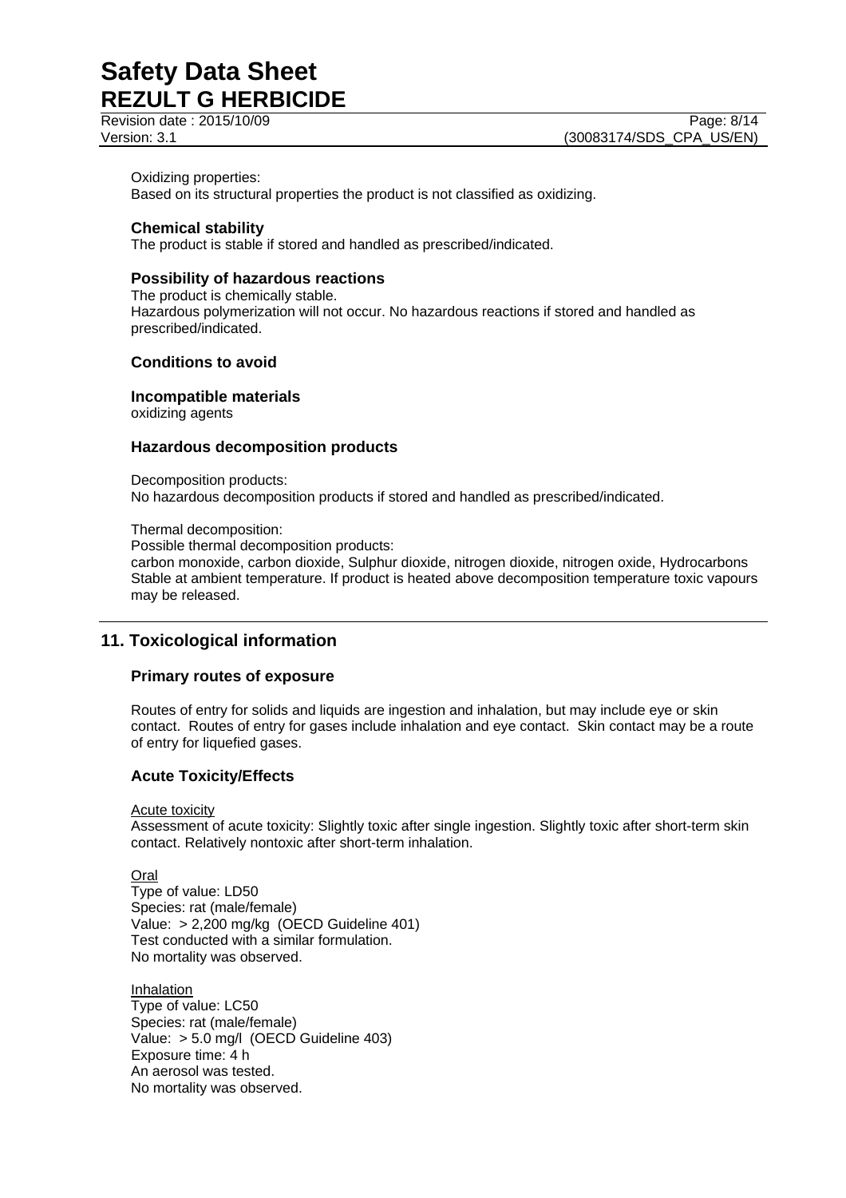Oxidizing properties:
Based on its structural properties the product is not classified as oxidizing.

### Chemical stability

The product is stable if stored and handled as prescribed/indicated.

### Possibility of hazardous reactions

The product is chemically stable.
Hazardous polymerization will not occur. No hazardous reactions if stored and handled as prescribed/indicated.

### Conditions to avoid

### Incompatible materials

oxidizing agents

### Hazardous decomposition products

Decomposition products:
No hazardous decomposition products if stored and handled as prescribed/indicated.

Thermal decomposition:
Possible thermal decomposition products:
carbon monoxide, carbon dioxide, Sulphur dioxide, nitrogen dioxide, nitrogen oxide, Hydrocarbons
Stable at ambient temperature. If product is heated above decomposition temperature toxic vapours may be released.

## 11. Toxicological information

### Primary routes of exposure

Routes of entry for solids and liquids are ingestion and inhalation, but may include eye or skin contact. Routes of entry for gases include inhalation and eye contact. Skin contact may be a route of entry for liquefied gases.

### Acute Toxicity/Effects

Acute toxicity
Assessment of acute toxicity: Slightly toxic after single ingestion. Slightly toxic after short-term skin contact. Relatively nontoxic after short-term inhalation.

Oral
Type of value: LD50
Species: rat (male/female)
Value: > 2,200 mg/kg (OECD Guideline 401)
Test conducted with a similar formulation.
No mortality was observed.

Inhalation
Type of value: LC50
Species: rat (male/female)
Value: > 5.0 mg/l (OECD Guideline 403)
Exposure time: 4 h
An aerosol was tested.
No mortality was observed.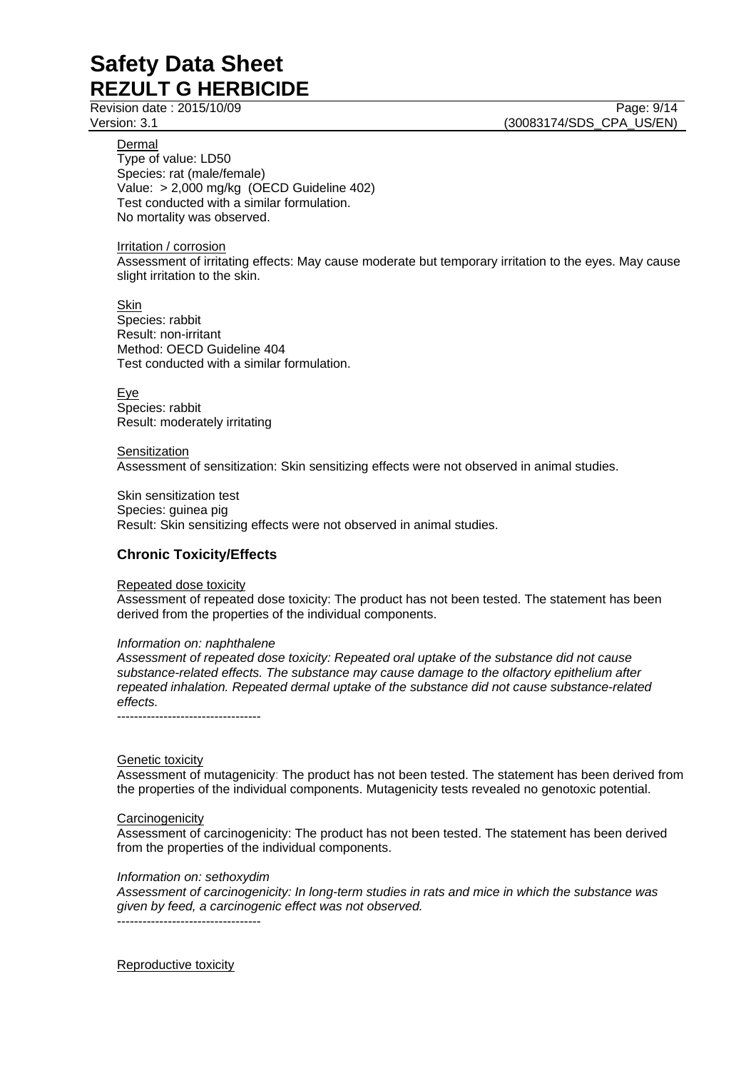Dermal

Type of value: LD50
Species: rat (male/female)
Value: > 2,000 mg/kg (OECD Guideline 402)
Test conducted with a similar formulation.
No mortality was observed.

Irritation / corrosion

Assessment of irritating effects: May cause moderate but temporary irritation to the eyes. May cause slight irritation to the skin.

Skin

Species: rabbit
Result: non-irritant
Method: OECD Guideline 404
Test conducted with a similar formulation.

Eye

Species: rabbit
Result: moderately irritating

Sensitization

Assessment of sensitization: Skin sensitizing effects were not observed in animal studies.

Skin sensitization test
Species: guinea pig
Result: Skin sensitizing effects were not observed in animal studies.

## Chronic Toxicity/Effects

Repeated dose toxicity

Assessment of repeated dose toxicity: The product has not been tested. The statement has been derived from the properties of the individual components.

*Information on: naphthalene*

*Assessment of repeated dose toxicity: Repeated oral uptake of the substance did not cause substance-related effects. The substance may cause damage to the olfactory epithelium after repeated inhalation. Repeated dermal uptake of the substance did not cause substance-related effects.*

----------------------------------

Genetic toxicity

Assessment of mutagenicity: The product has not been tested. The statement has been derived from the properties of the individual components. Mutagenicity tests revealed no genotoxic potential.

Carcinogenicity

Assessment of carcinogenicity: The product has not been tested. The statement has been derived from the properties of the individual components.

*Information on: sethoxydim*

*Assessment of carcinogenicity: In long-term studies in rats and mice in which the substance was given by feed, a carcinogenic effect was not observed.*

----------------------------------

Reproductive toxicity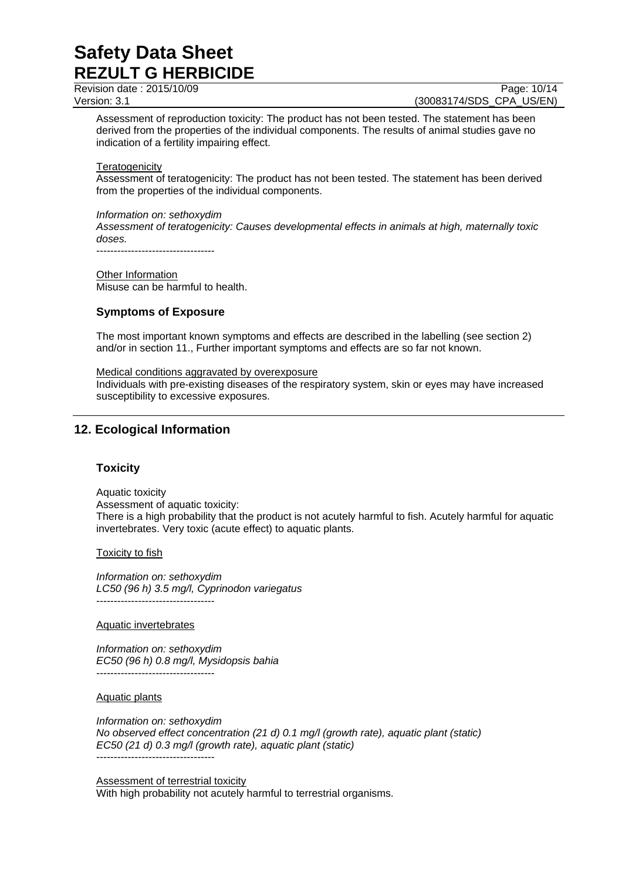Assessment of reproduction toxicity: The product has not been tested. The statement has been derived from the properties of the individual components. The results of animal studies gave no indication of a fertility impairing effect.

Teratogenicity

Assessment of teratogenicity: The product has not been tested. The statement has been derived from the properties of the individual components.

*Information on: sethoxydim*
*Assessment of teratogenicity: Causes developmental effects in animals at high, maternally toxic doses.*

----------------------------------

Other Information

Misuse can be harmful to health.

### Symptoms of Exposure

The most important known symptoms and effects are described in the labelling (see section 2) and/or in section 11., Further important symptoms and effects are so far not known.

Medical conditions aggravated by overexposure

Individuals with pre-existing diseases of the respiratory system, skin or eyes may have increased susceptibility to excessive exposures.

## 12. Ecological Information

### Toxicity

Aquatic toxicity

Assessment of aquatic toxicity:

There is a high probability that the product is not acutely harmful to fish. Acutely harmful for aquatic invertebrates. Very toxic (acute effect) to aquatic plants.

Toxicity to fish

*Information on: sethoxydim*
*LC50 (96 h) 3.5 mg/l, Cyprinodon variegatus*

----------------------------------

Aquatic invertebrates

*Information on: sethoxydim*
*EC50 (96 h) 0.8 mg/l, Mysidopsis bahia*

----------------------------------

Aquatic plants

*Information on: sethoxydim*
*No observed effect concentration (21 d) 0.1 mg/l (growth rate), aquatic plant (static)*
*EC50 (21 d) 0.3 mg/l (growth rate), aquatic plant (static)*

----------------------------------

Assessment of terrestrial toxicity

With high probability not acutely harmful to terrestrial organisms.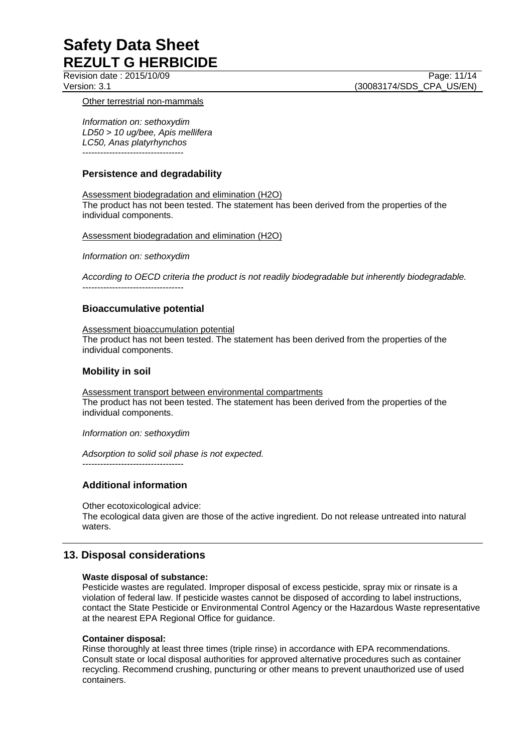Other terrestrial non-mammals

*Information on: sethoxydim*
*LD50 > 10 ug/bee, Apis mellifera*
*LC50, Anas platyrhynchos*
----------------------------------

### Persistence and degradability

Assessment biodegradation and elimination (H2O)
The product has not been tested. The statement has been derived from the properties of the individual components.

Assessment biodegradation and elimination (H2O)

*Information on: sethoxydim*

*According to OECD criteria the product is not readily biodegradable but inherently biodegradable.*
----------------------------------

### Bioaccumulative potential

Assessment bioaccumulation potential
The product has not been tested. The statement has been derived from the properties of the individual components.

### Mobility in soil

Assessment transport between environmental compartments
The product has not been tested. The statement has been derived from the properties of the individual components.

*Information on: sethoxydim*

*Adsorption to solid soil phase is not expected.*
----------------------------------

### Additional information

Other ecotoxicological advice:
The ecological data given are those of the active ingredient. Do not release untreated into natural waters.

## 13. Disposal considerations

**Waste disposal of substance:**
Pesticide wastes are regulated. Improper disposal of excess pesticide, spray mix or rinsate is a violation of federal law. If pesticide wastes cannot be disposed of according to label instructions, contact the State Pesticide or Environmental Control Agency or the Hazardous Waste representative at the nearest EPA Regional Office for guidance.

**Container disposal:**
Rinse thoroughly at least three times (triple rinse) in accordance with EPA recommendations. Consult state or local disposal authorities for approved alternative procedures such as container recycling. Recommend crushing, puncturing or other means to prevent unauthorized use of used containers.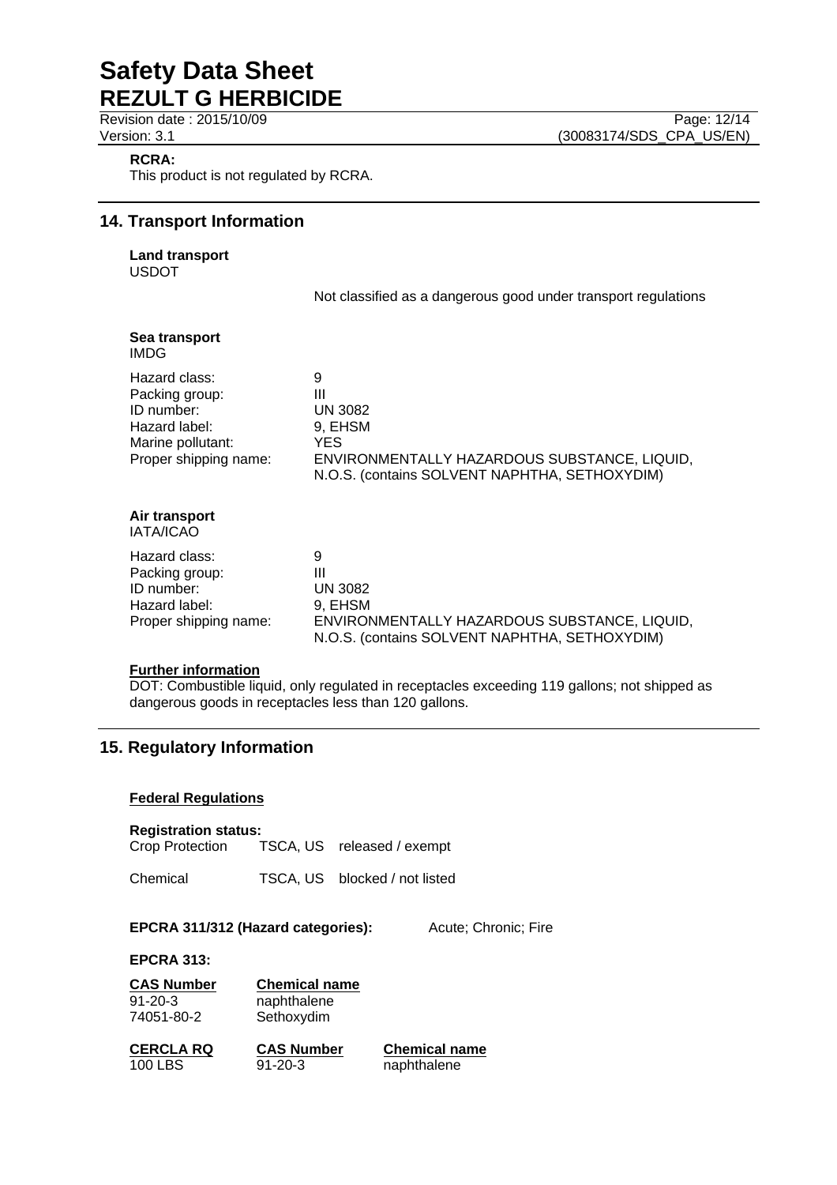**RCRA:**
This product is not regulated by RCRA.

## 14. Transport Information

**Land transport**
USDOT

Not classified as a dangerous good under transport regulations

**Sea transport**
IMDG

| | |
|---|---|
| Hazard class: | 9 |
| Packing group: | III |
| ID number: | UN 3082 |
| Hazard label: | 9, EHSM |
| Marine pollutant: | YES |
| Proper shipping name: | ENVIRONMENTALLY HAZARDOUS SUBSTANCE, LIQUID, N.O.S. (contains SOLVENT NAPHTHA, SETHOXYDIM) |

**Air transport**
IATA/ICAO

| | |
|---|---|
| Hazard class: | 9 |
| Packing group: | III |
| ID number: | UN 3082 |
| Hazard label: | 9, EHSM |
| Proper shipping name: | ENVIRONMENTALLY HAZARDOUS SUBSTANCE, LIQUID, N.O.S. (contains SOLVENT NAPHTHA, SETHOXYDIM) |

**Further information**
DOT: Combustible liquid, only regulated in receptacles exceeding 119 gallons; not shipped as dangerous goods in receptacles less than 120 gallons.

## 15. Regulatory Information

**Federal Regulations**

**Registration status:**

| | | |
|---|---|---|
| Crop Protection | TSCA, US | released / exempt |
| Chemical | TSCA, US | blocked / not listed |

**EPCRA 311/312 (Hazard categories):** Acute; Chronic; Fire

**EPCRA 313:**

| CAS Number | Chemical name |
|---|---|
| 91-20-3 | naphthalene |
| 74051-80-2 | Sethoxydim |

| CERCLA RQ | CAS Number | Chemical name |
|---|---|---|
| 100 LBS | 91-20-3 | naphthalene |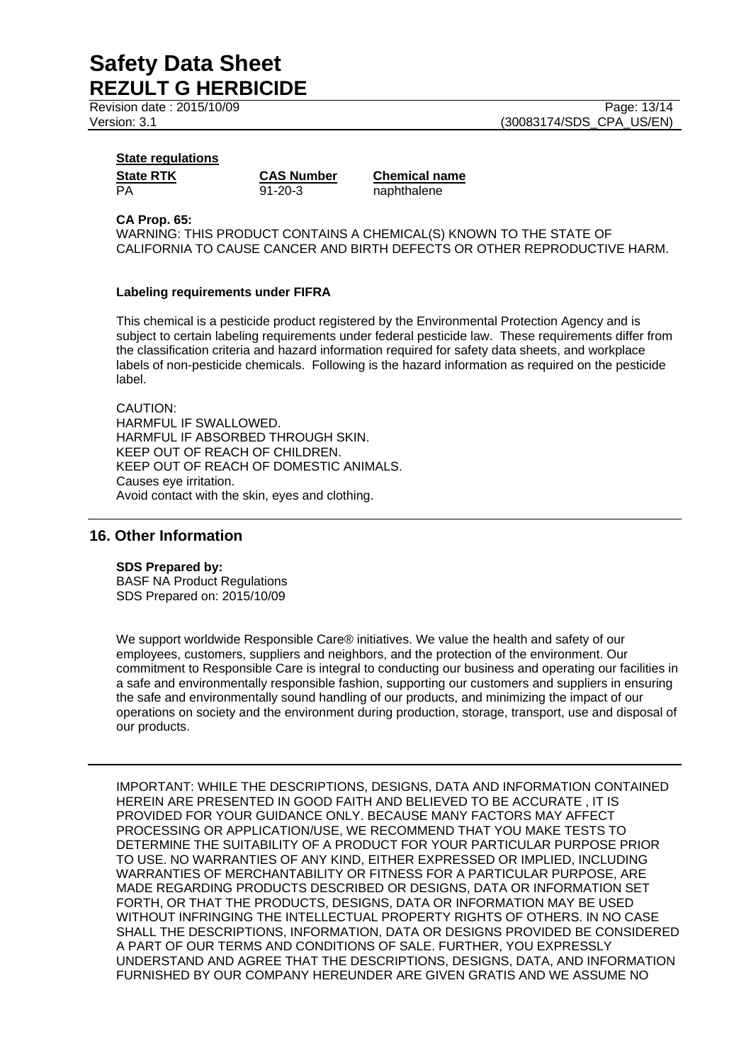**State regulations**

| State RTK | CAS Number | Chemical name |
|---|---|---|
| PA | 91-20-3 | naphthalene |

**CA Prop. 65:**
WARNING: THIS PRODUCT CONTAINS A CHEMICAL(S) KNOWN TO THE STATE OF CALIFORNIA TO CAUSE CANCER AND BIRTH DEFECTS OR OTHER REPRODUCTIVE HARM.

**Labeling requirements under FIFRA**

This chemical is a pesticide product registered by the Environmental Protection Agency and is subject to certain labeling requirements under federal pesticide law. These requirements differ from the classification criteria and hazard information required for safety data sheets, and workplace labels of non-pesticide chemicals. Following is the hazard information as required on the pesticide label.

CAUTION:
HARMFUL IF SWALLOWED.
HARMFUL IF ABSORBED THROUGH SKIN.
KEEP OUT OF REACH OF CHILDREN.
KEEP OUT OF REACH OF DOMESTIC ANIMALS.
Causes eye irritation.
Avoid contact with the skin, eyes and clothing.

## 16. Other Information

**SDS Prepared by:**
BASF NA Product Regulations
SDS Prepared on: 2015/10/09

We support worldwide Responsible Care® initiatives. We value the health and safety of our employees, customers, suppliers and neighbors, and the protection of the environment. Our commitment to Responsible Care is integral to conducting our business and operating our facilities in a safe and environmentally responsible fashion, supporting our customers and suppliers in ensuring the safe and environmentally sound handling of our products, and minimizing the impact of our operations on society and the environment during production, storage, transport, use and disposal of our products.

IMPORTANT: WHILE THE DESCRIPTIONS, DESIGNS, DATA AND INFORMATION CONTAINED HEREIN ARE PRESENTED IN GOOD FAITH AND BELIEVED TO BE ACCURATE , IT IS PROVIDED FOR YOUR GUIDANCE ONLY. BECAUSE MANY FACTORS MAY AFFECT PROCESSING OR APPLICATION/USE, WE RECOMMEND THAT YOU MAKE TESTS TO DETERMINE THE SUITABILITY OF A PRODUCT FOR YOUR PARTICULAR PURPOSE PRIOR TO USE. NO WARRANTIES OF ANY KIND, EITHER EXPRESSED OR IMPLIED, INCLUDING WARRANTIES OF MERCHANTABILITY OR FITNESS FOR A PARTICULAR PURPOSE, ARE MADE REGARDING PRODUCTS DESCRIBED OR DESIGNS, DATA OR INFORMATION SET FORTH, OR THAT THE PRODUCTS, DESIGNS, DATA OR INFORMATION MAY BE USED WITHOUT INFRINGING THE INTELLECTUAL PROPERTY RIGHTS OF OTHERS. IN NO CASE SHALL THE DESCRIPTIONS, INFORMATION, DATA OR DESIGNS PROVIDED BE CONSIDERED A PART OF OUR TERMS AND CONDITIONS OF SALE. FURTHER, YOU EXPRESSLY UNDERSTAND AND AGREE THAT THE DESCRIPTIONS, DESIGNS, DATA, AND INFORMATION FURNISHED BY OUR COMPANY HEREUNDER ARE GIVEN GRATIS AND WE ASSUME NO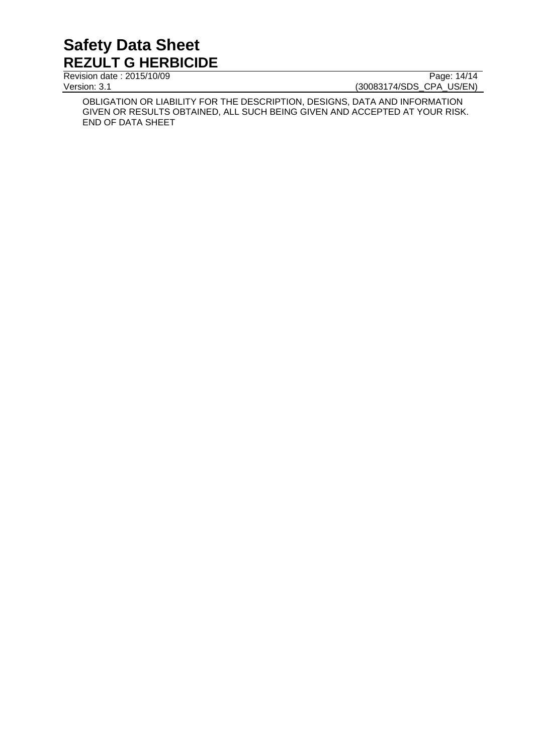OBLIGATION OR LIABILITY FOR THE DESCRIPTION, DESIGNS, DATA AND INFORMATION GIVEN OR RESULTS OBTAINED, ALL SUCH BEING GIVEN AND ACCEPTED AT YOUR RISK.
END OF DATA SHEET